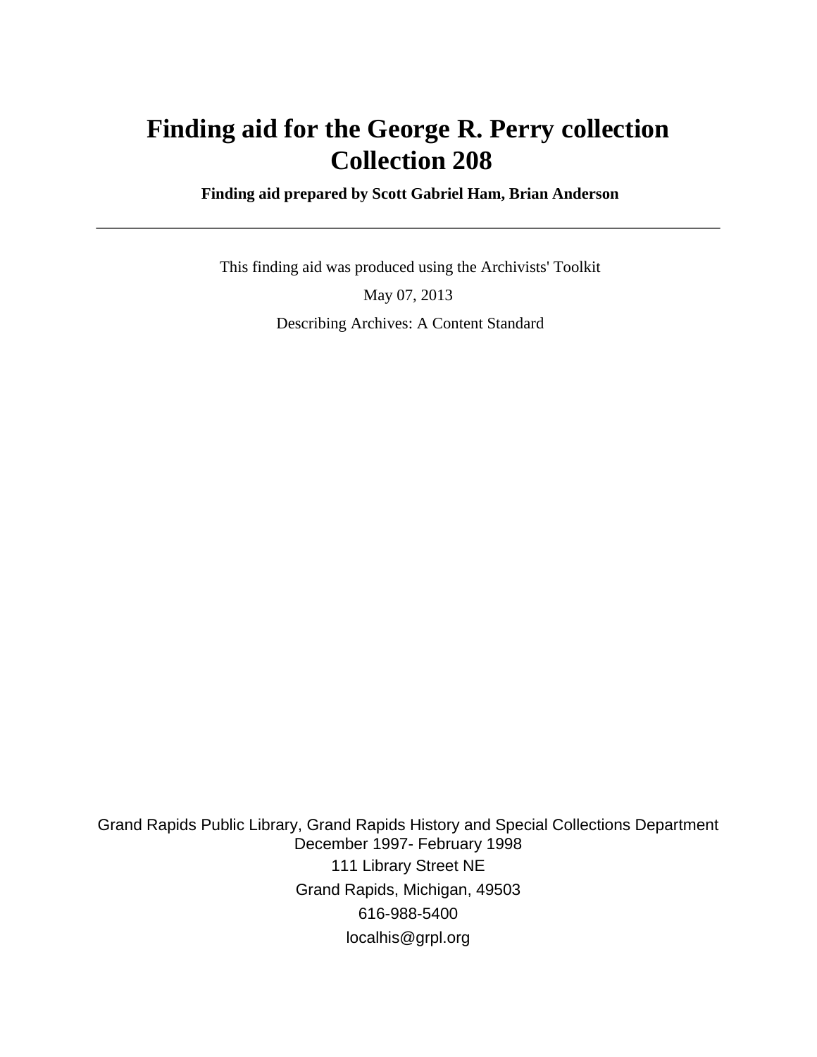# Finding aid for the George R. Perry collection
# Collection 208

**Finding aid prepared by Scott Gabriel Ham, Brian Anderson**

---

This finding aid was produced using the Archivists' Toolkit

May 07, 2013

Describing Archives: A Content Standard

Grand Rapids Public Library, Grand Rapids History and Special Collections Department
December 1997- February 1998
111 Library Street NE
Grand Rapids, Michigan, 49503
616-988-5400
localhis@grpl.org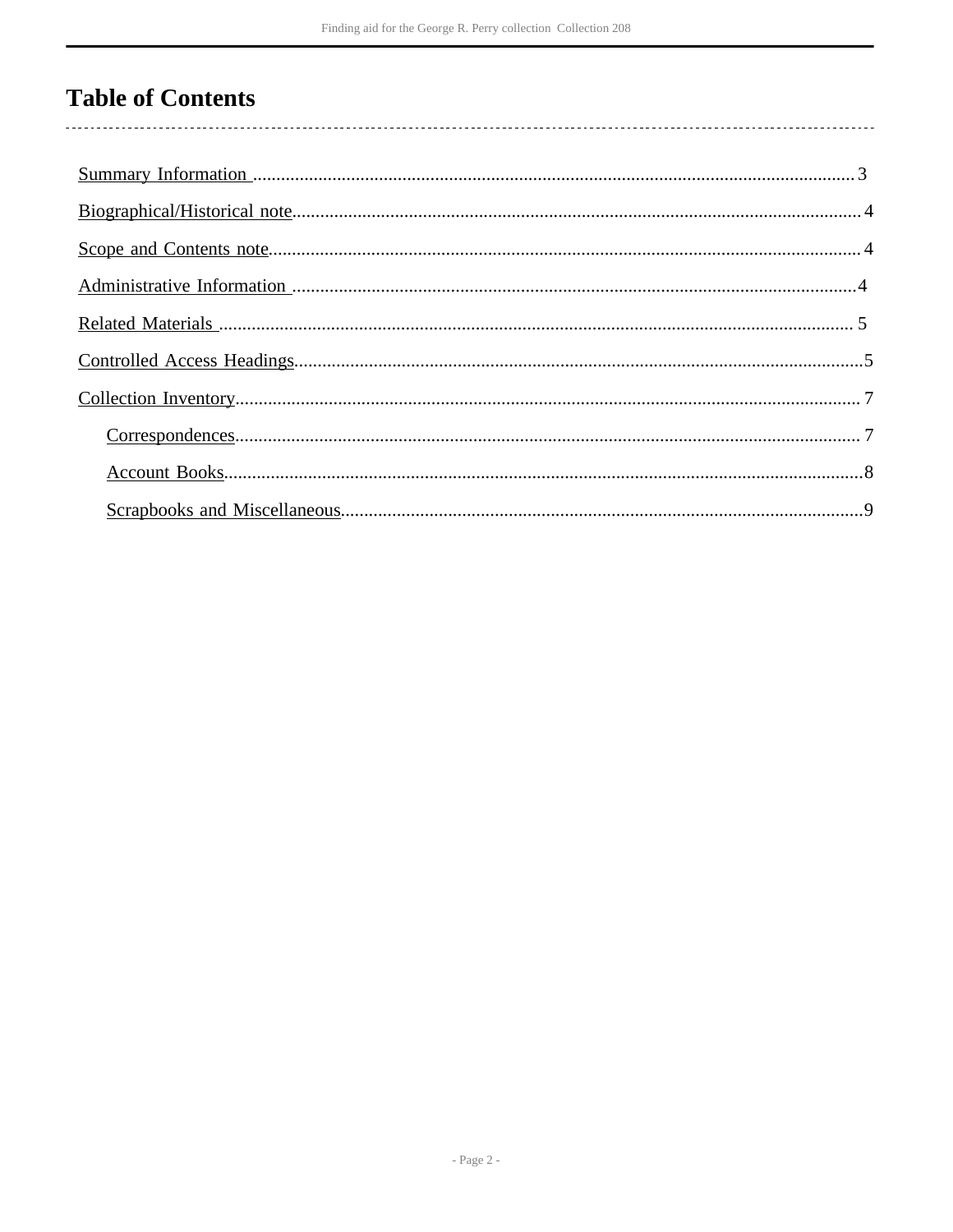# Table of Contents

- Summary Information ................................................................................................3
- Biographical/Historical note.........................................................................................4
- Scope and Contents note..............................................................................................4
- Administrative Information ........................................................................................4
- Related Materials ........................................................................................................5
- Controlled Access Headings.........................................................................................5
- Collection Inventory.....................................................................................................7
  - Correspondences.....................................................................................................7
  - Account Books........................................................................................................8
  - Scrapbooks and Miscellaneous................................................................................9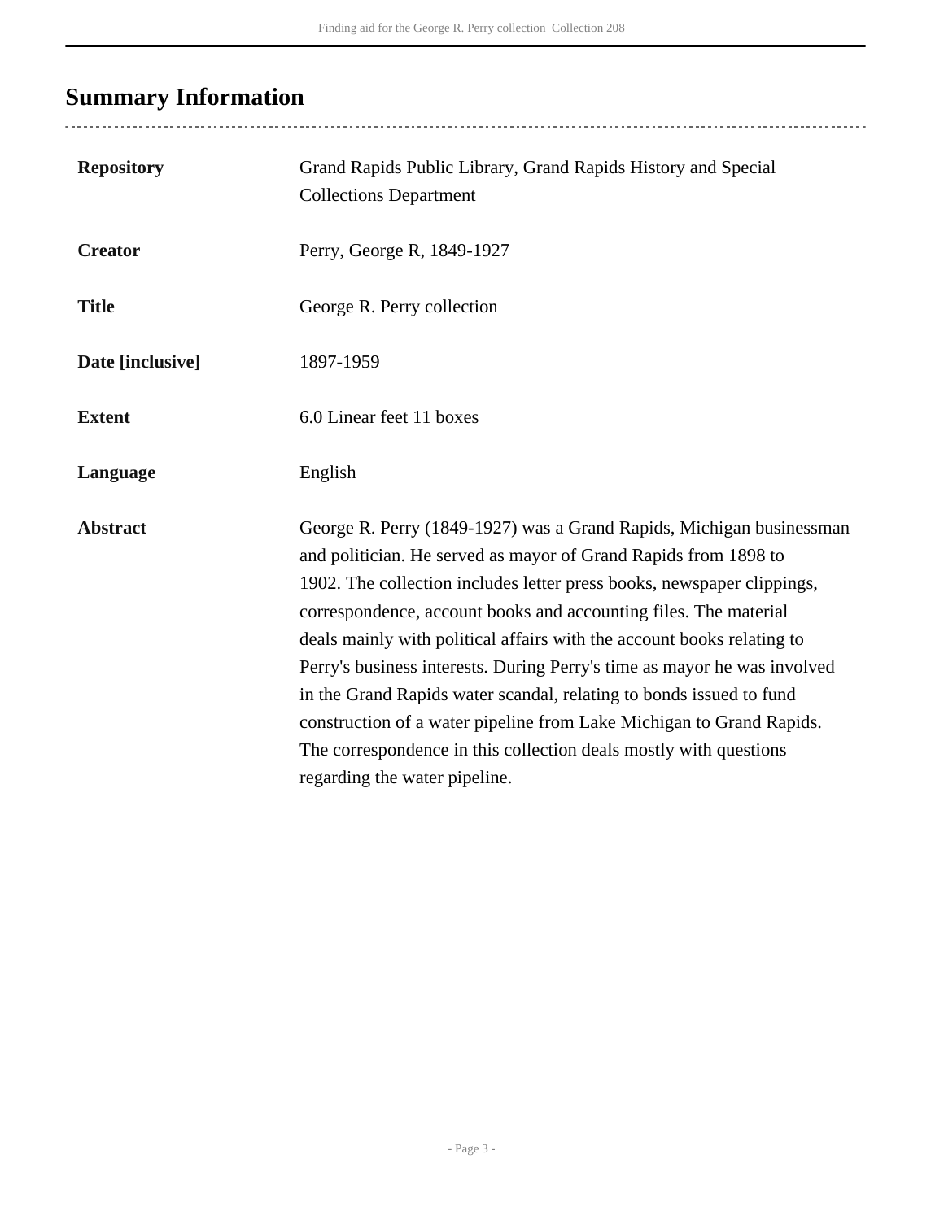## Summary Information

| | |
|---|---|
| **Repository** | Grand Rapids Public Library, Grand Rapids History and Special Collections Department |
| **Creator** | Perry, George R, 1849-1927 |
| **Title** | George R. Perry collection |
| **Date [inclusive]** | 1897-1959 |
| **Extent** | 6.0 Linear feet 11 boxes |
| **Language** | English |
| **Abstract** | George R. Perry (1849-1927) was a Grand Rapids, Michigan businessman and politician. He served as mayor of Grand Rapids from 1898 to 1902. The collection includes letter press books, newspaper clippings, correspondence, account books and accounting files. The material deals mainly with political affairs with the account books relating to Perry's business interests. During Perry's time as mayor he was involved in the Grand Rapids water scandal, relating to bonds issued to fund construction of a water pipeline from Lake Michigan to Grand Rapids. The correspondence in this collection deals mostly with questions regarding the water pipeline. |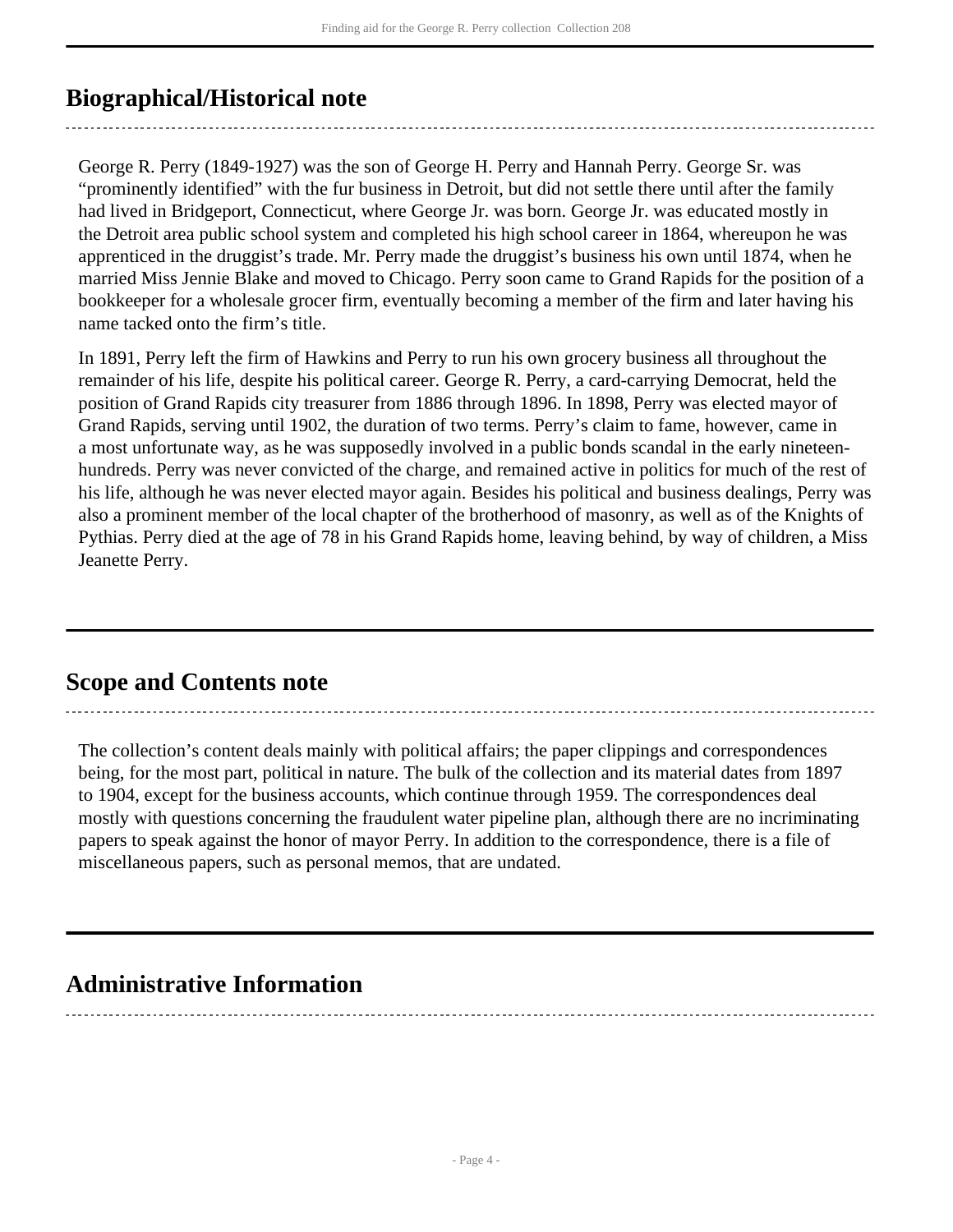## Biographical/Historical note

George R. Perry (1849-1927) was the son of George H. Perry and Hannah Perry. George Sr. was "prominently identified" with the fur business in Detroit, but did not settle there until after the family had lived in Bridgeport, Connecticut, where George Jr. was born. George Jr. was educated mostly in the Detroit area public school system and completed his high school career in 1864, whereupon he was apprenticed in the druggist's trade. Mr. Perry made the druggist's business his own until 1874, when he married Miss Jennie Blake and moved to Chicago. Perry soon came to Grand Rapids for the position of a bookkeeper for a wholesale grocer firm, eventually becoming a member of the firm and later having his name tacked onto the firm's title.

In 1891, Perry left the firm of Hawkins and Perry to run his own grocery business all throughout the remainder of his life, despite his political career. George R. Perry, a card-carrying Democrat, held the position of Grand Rapids city treasurer from 1886 through 1896. In 1898, Perry was elected mayor of Grand Rapids, serving until 1902, the duration of two terms. Perry's claim to fame, however, came in a most unfortunate way, as he was supposedly involved in a public bonds scandal in the early nineteen-hundreds. Perry was never convicted of the charge, and remained active in politics for much of the rest of his life, although he was never elected mayor again. Besides his political and business dealings, Perry was also a prominent member of the local chapter of the brotherhood of masonry, as well as of the Knights of Pythias. Perry died at the age of 78 in his Grand Rapids home, leaving behind, by way of children, a Miss Jeanette Perry.

## Scope and Contents note

The collection's content deals mainly with political affairs; the paper clippings and correspondences being, for the most part, political in nature. The bulk of the collection and its material dates from 1897 to 1904, except for the business accounts, which continue through 1959. The correspondences deal mostly with questions concerning the fraudulent water pipeline plan, although there are no incriminating papers to speak against the honor of mayor Perry. In addition to the correspondence, there is a file of miscellaneous papers, such as personal memos, that are undated.

## Administrative Information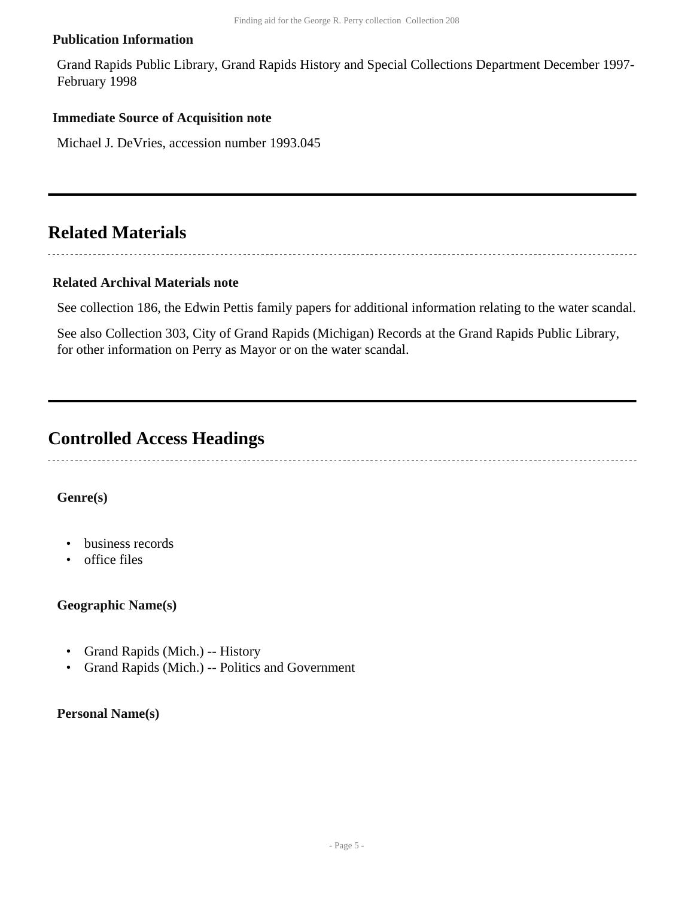**Publication Information**

Grand Rapids Public Library, Grand Rapids History and Special Collections Department December 1997-February 1998

**Immediate Source of Acquisition note**

Michael J. DeVries, accession number 1993.045

## Related Materials

**Related Archival Materials note**

See collection 186, the Edwin Pettis family papers for additional information relating to the water scandal.

See also Collection 303, City of Grand Rapids (Michigan) Records at the Grand Rapids Public Library, for other information on Perry as Mayor or on the water scandal.

## Controlled Access Headings

**Genre(s)**

- business records
- office files

**Geographic Name(s)**

- Grand Rapids (Mich.) -- History
- Grand Rapids (Mich.) -- Politics and Government

**Personal Name(s)**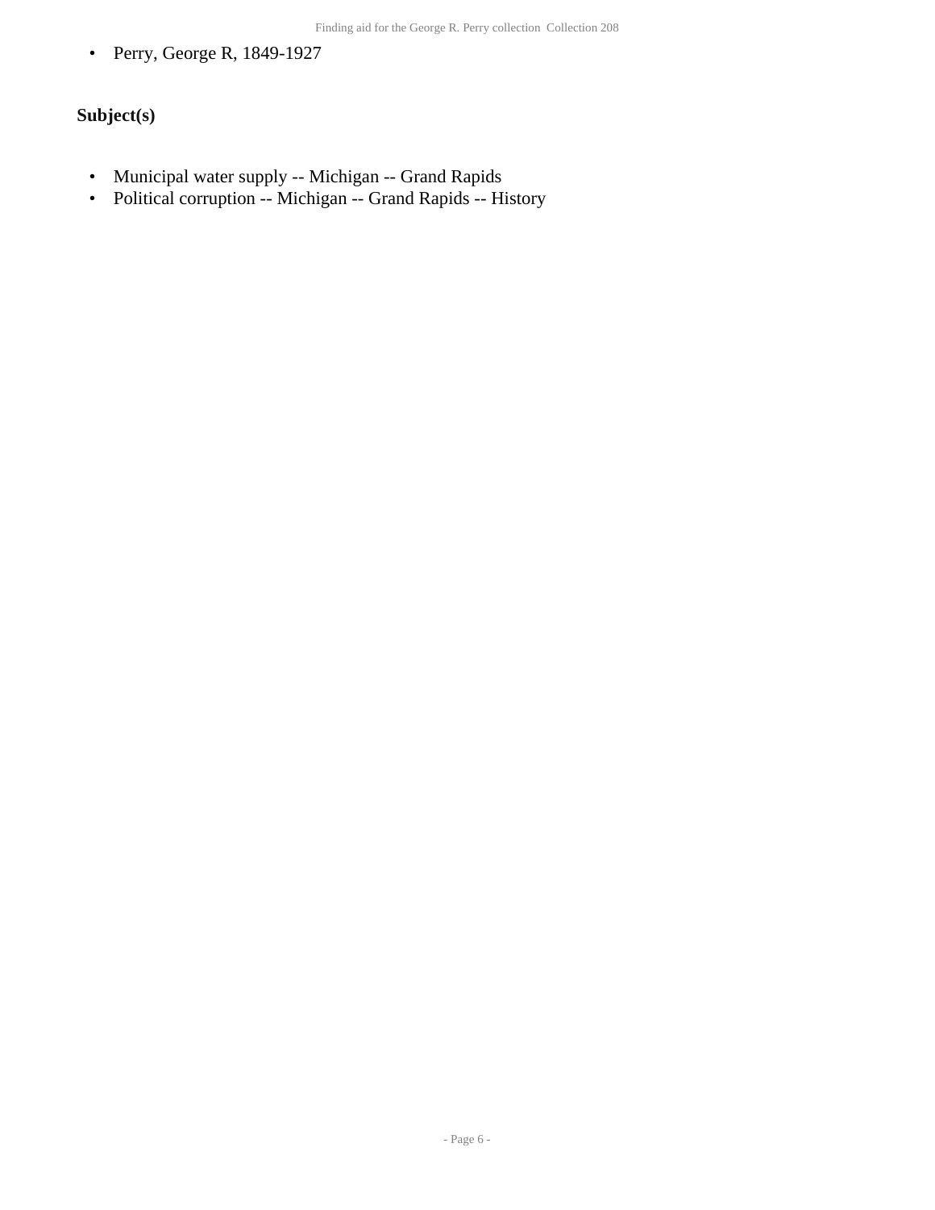- Perry, George R, 1849-1927

**Subject(s)**

- Municipal water supply -- Michigan -- Grand Rapids
- Political corruption -- Michigan -- Grand Rapids -- History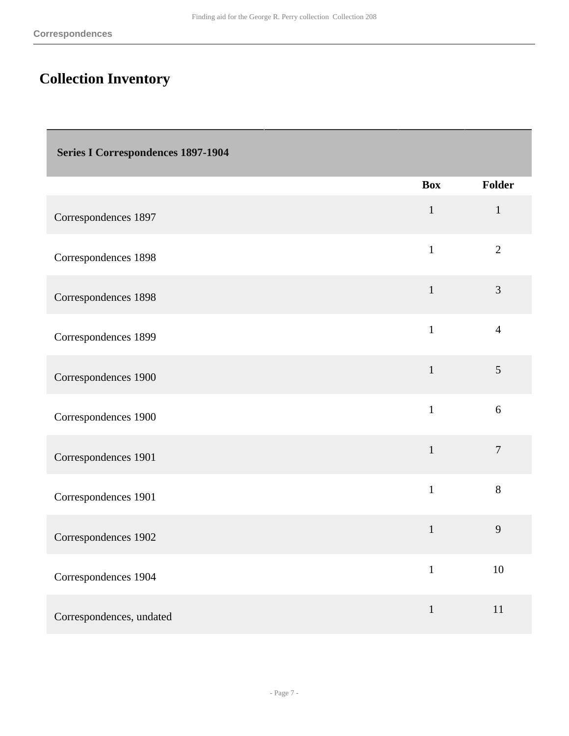# Collection Inventory

| Series I Correspondences 1897-1904 | Box | Folder |
| --- | --- | --- |
| Correspondences 1897 | 1 | 1 |
| Correspondences 1898 | 1 | 2 |
| Correspondences 1898 | 1 | 3 |
| Correspondences 1899 | 1 | 4 |
| Correspondences 1900 | 1 | 5 |
| Correspondences 1900 | 1 | 6 |
| Correspondences 1901 | 1 | 7 |
| Correspondences 1901 | 1 | 8 |
| Correspondences 1902 | 1 | 9 |
| Correspondences 1904 | 1 | 10 |
| Correspondences, undated | 1 | 11 |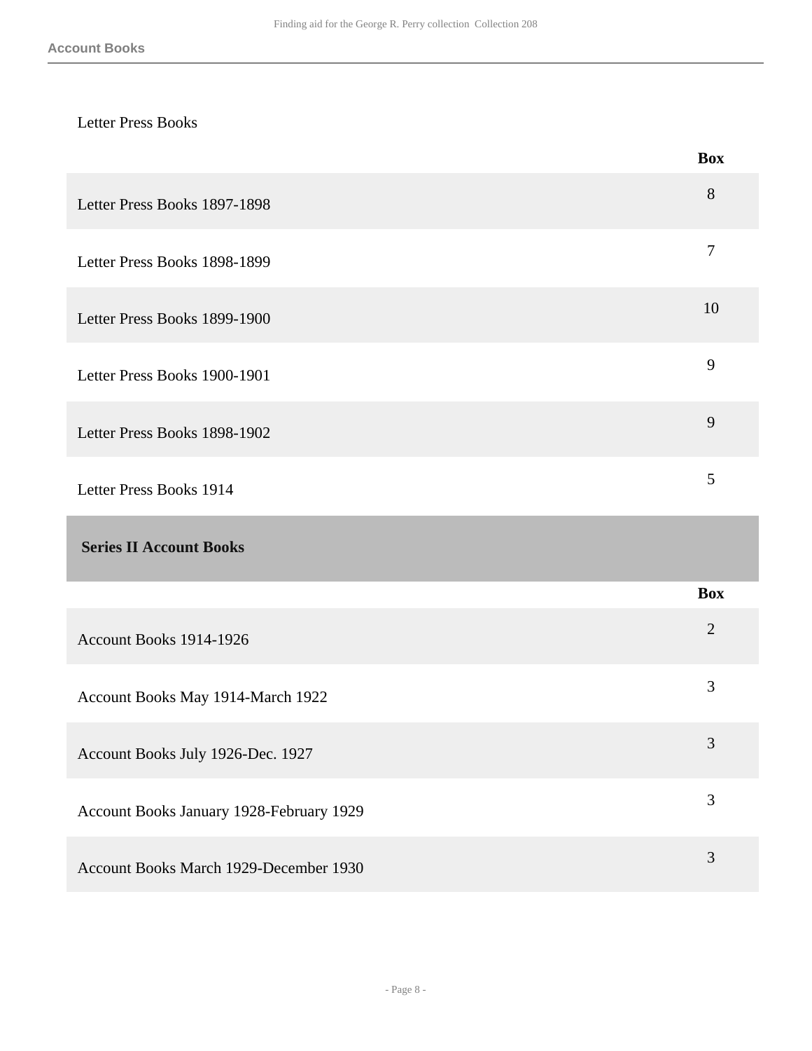Letter Press Books

| | Box |
|---|---|
| Letter Press Books 1897-1898 | 8 |
| Letter Press Books 1898-1899 | 7 |
| Letter Press Books 1899-1900 | 10 |
| Letter Press Books 1900-1901 | 9 |
| Letter Press Books 1898-1902 | 9 |
| Letter Press Books 1914 | 5 |

## Series II Account Books

| | Box |
|---|---|
| Account Books 1914-1926 | 2 |
| Account Books May 1914-March 1922 | 3 |
| Account Books July 1926-Dec. 1927 | 3 |
| Account Books January 1928-February 1929 | 3 |
| Account Books March 1929-December 1930 | 3 |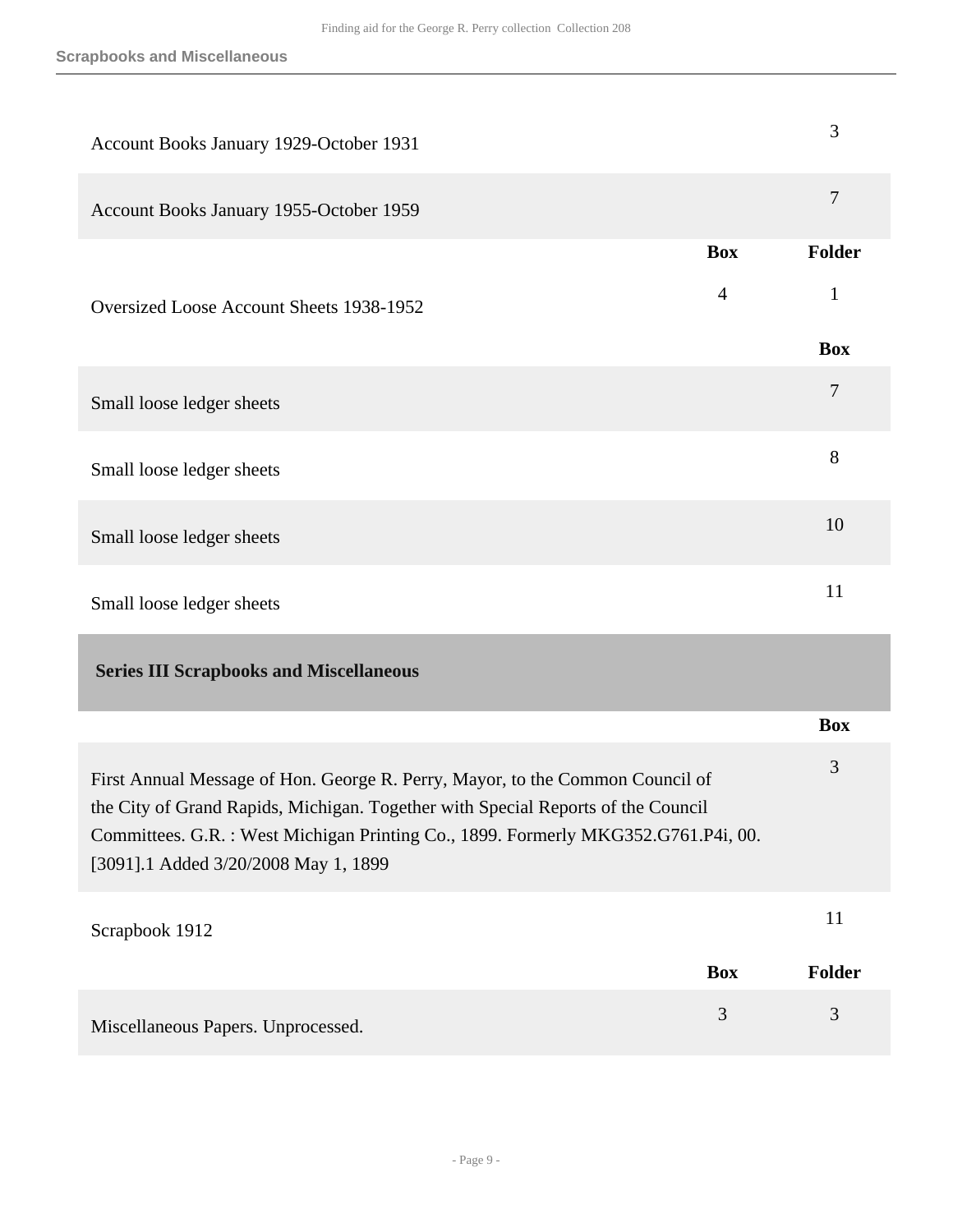| | Box |
|---|---|
| Account Books January 1929-October 1931 | 3 |
| Account Books January 1955-October 1959 | 7 |

| | Box | Folder |
|---|---|---|
| Oversized Loose Account Sheets 1938-1952 | 4 | 1 |

| | Box |
|---|---|
| Small loose ledger sheets | 7 |
| Small loose ledger sheets | 8 |
| Small loose ledger sheets | 10 |
| Small loose ledger sheets | 11 |

## Series III Scrapbooks and Miscellaneous

| | Box |
|---|---|
| First Annual Message of Hon. George R. Perry, Mayor, to the Common Council of the City of Grand Rapids, Michigan. Together with Special Reports of the Council Committees. G.R. : West Michigan Printing Co., 1899. Formerly MKG352.G761.P4i, 00. [3091].1 Added 3/20/2008 May 1, 1899 | 3 |
| Scrapbook 1912 | 11 |

| | Box | Folder |
|---|---|---|
| Miscellaneous Papers. Unprocessed. | 3 | 3 |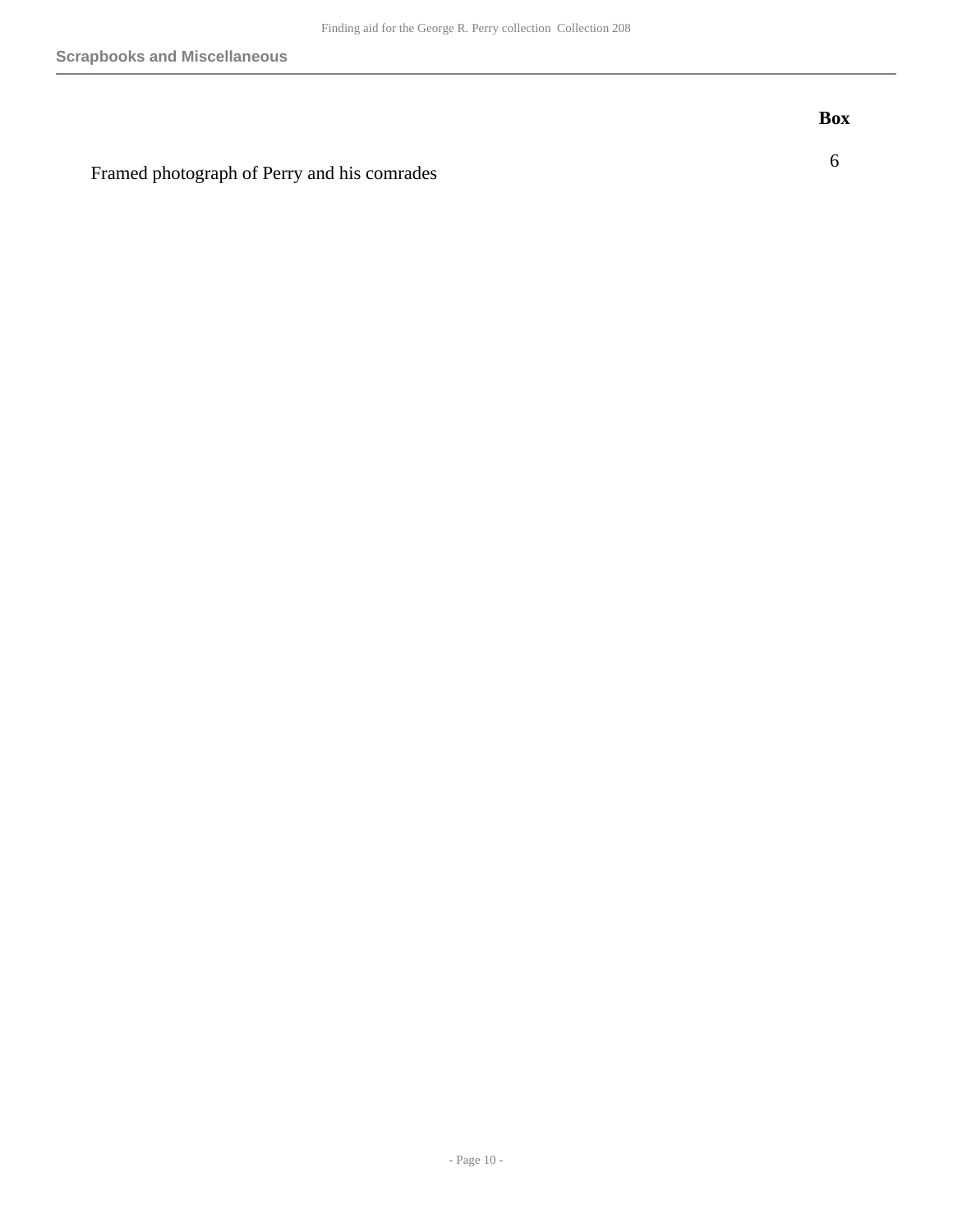## Scrapbooks and Miscellaneous

| | Box |
| --- | --- |
| Framed photograph of Perry and his comrades | 6 |